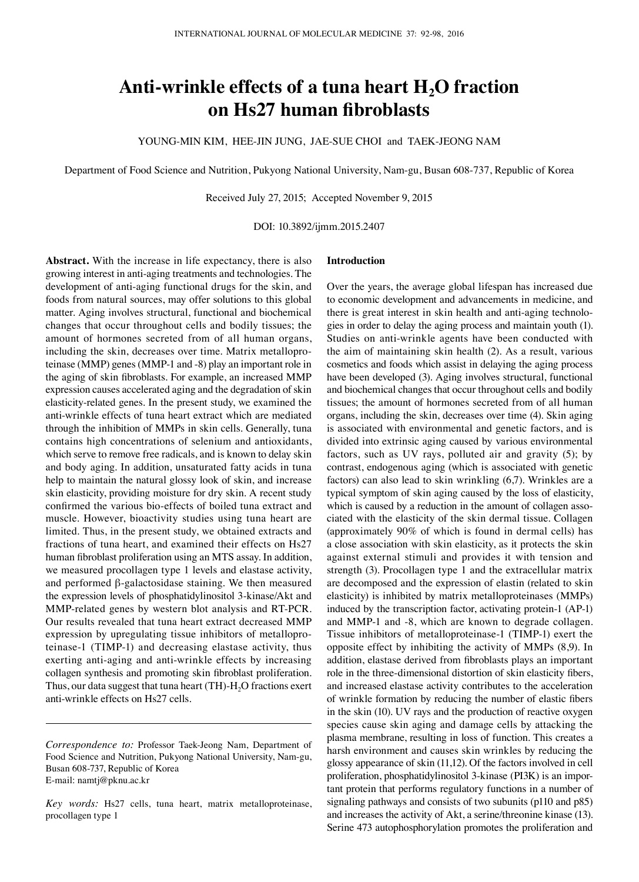# Anti-wrinkle effects of a tuna heart $H_2O$ fraction on Hs27 human fibroblasts

YOUNG-MIN KIM, HEE-JIN JUNG, JAE-SUE CHOI and TAEK-JEONG NAM

Department of Food Science and Nutrition, Pukyong National University, Nam-gu, Busan 608-737, Republic of Korea

Received July 27, 2015; Accepted November 9, 2015

DOI: 10.3892/ijmm.2015.2407

**Abstract.** With the increase in life expectancy, there is also growing interest in anti-aging treatments and technologies. The development of anti-aging functional drugs for the skin, and foods from natural sources, may offer solutions to this global matter. Aging involves structural, functional and biochemical changes that occur throughout cells and bodily tissues; the amount of hormones secreted from of all human organs, including the skin, decreases over time. Matrix metalloproteinase (MMP) genes (MMP-1 and -8) play an important role in the aging of skin fibroblasts. For example, an increased MMP expression causes accelerated aging and the degradation of skin elasticity-related genes. In the present study, we examined the anti-wrinkle effects of tuna heart extract which are mediated through the inhibition of MMPs in skin cells. Generally, tuna contains high concentrations of selenium and antioxidants, which serve to remove free radicals, and is known to delay skin and body aging. In addition, unsaturated fatty acids in tuna help to maintain the natural glossy look of skin, and increase skin elasticity, providing moisture for dry skin. A recent study confirmed the various bio-effects of boiled tuna extract and muscle. However, bioactivity studies using tuna heart are limited. Thus, in the present study, we obtained extracts and fractions of tuna heart, and examined their effects on Hs27 human fibroblast proliferation using an MTS assay. In addition, we measured procollagen type 1 levels and elastase activity, and performed β-galactosidase staining. We then measured the expression levels of phosphatidylinositol 3-kinase/Akt and MMP-related genes by western blot analysis and RT-PCR. Our results revealed that tuna heart extract decreased MMP expression by upregulating tissue inhibitors of metalloproteinase-1 (TIMP-1) and decreasing elastase activity, thus exerting anti-aging and anti-wrinkle effects by increasing collagen synthesis and promoting skin fibroblast proliferation. Thus, our data suggest that tuna heart (TH)-$H_2O$ fractions exert anti-wrinkle effects on Hs27 cells.

*Correspondence to:* Professor Taek-Jeong Nam, Department of Food Science and Nutrition, Pukyong National University, Nam-gu, Busan 608-737, Republic of Korea
E-mail: namtj@pknu.ac.kr

*Key words:* Hs27 cells, tuna heart, matrix metalloproteinase, procollagen type 1

## Introduction

Over the years, the average global lifespan has increased due to economic development and advancements in medicine, and there is great interest in skin health and anti-aging technologies in order to delay the aging process and maintain youth (1). Studies on anti-wrinkle agents have been conducted with the aim of maintaining skin health (2). As a result, various cosmetics and foods which assist in delaying the aging process have been developed (3). Aging involves structural, functional and biochemical changes that occur throughout cells and bodily tissues; the amount of hormones secreted from of all human organs, including the skin, decreases over time (4). Skin aging is associated with environmental and genetic factors, and is divided into extrinsic aging caused by various environmental factors, such as UV rays, polluted air and gravity (5); by contrast, endogenous aging (which is associated with genetic factors) can also lead to skin wrinkling (6,7). Wrinkles are a typical symptom of skin aging caused by the loss of elasticity, which is caused by a reduction in the amount of collagen associated with the elasticity of the skin dermal tissue. Collagen (approximately 90% of which is found in dermal cells) has a close association with skin elasticity, as it protects the skin against external stimuli and provides it with tension and strength (3). Procollagen type 1 and the extracellular matrix are decomposed and the expression of elastin (related to skin elasticity) is inhibited by matrix metalloproteinases (MMPs) induced by the transcription factor, activating protein-1 (AP-1) and MMP-1 and -8, which are known to degrade collagen. Tissue inhibitors of metalloproteinase-1 (TIMP-1) exert the opposite effect by inhibiting the activity of MMPs (8,9). In addition, elastase derived from fibroblasts plays an important role in the three-dimensional distortion of skin elasticity fibers, and increased elastase activity contributes to the acceleration of wrinkle formation by reducing the number of elastic fibers in the skin (10). UV rays and the production of reactive oxygen species cause skin aging and damage cells by attacking the plasma membrane, resulting in loss of function. This creates a harsh environment and causes skin wrinkles by reducing the glossy appearance of skin (11,12). Of the factors involved in cell proliferation, phosphatidylinositol 3-kinase (PI3K) is an important protein that performs regulatory functions in a number of signaling pathways and consists of two subunits (p110 and p85) and increases the activity of Akt, a serine/threonine kinase (13). Serine 473 autophosphorylation promotes the proliferation and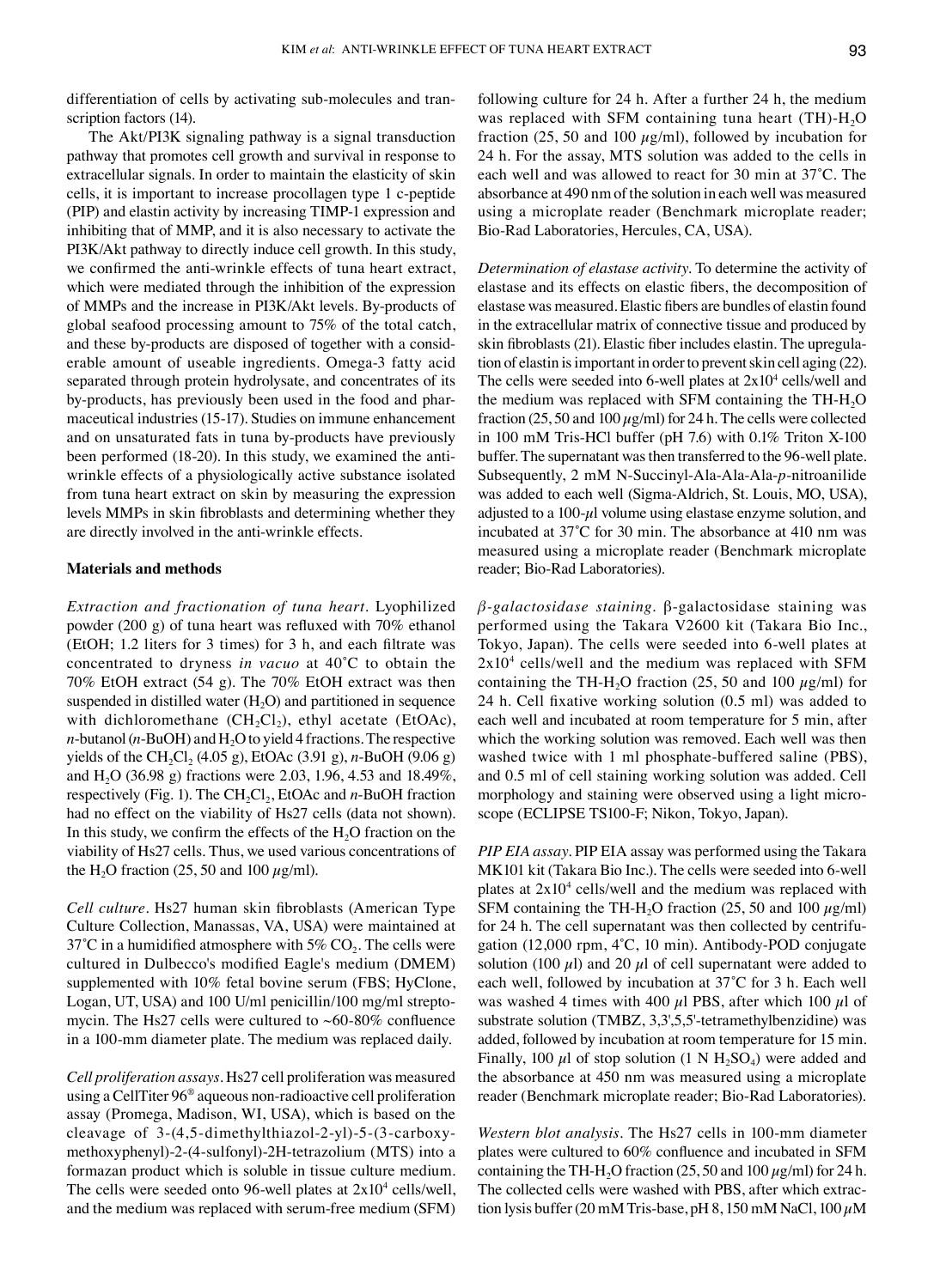differentiation of cells by activating sub-molecules and transcription factors (14).

The Akt/PI3K signaling pathway is a signal transduction pathway that promotes cell growth and survival in response to extracellular signals. In order to maintain the elasticity of skin cells, it is important to increase procollagen type 1 c-peptide (PIP) and elastin activity by increasing TIMP-1 expression and inhibiting that of MMP, and it is also necessary to activate the PI3K/Akt pathway to directly induce cell growth. In this study, we confirmed the anti-wrinkle effects of tuna heart extract, which were mediated through the inhibition of the expression of MMPs and the increase in PI3K/Akt levels. By-products of global seafood processing amount to 75% of the total catch, and these by-products are disposed of together with a considerable amount of useable ingredients. Omega-3 fatty acid separated through protein hydrolysate, and concentrates of its by-products, has previously been used in the food and pharmaceutical industries (15-17). Studies on immune enhancement and on unsaturated fats in tuna by-products have previously been performed (18-20). In this study, we examined the anti-wrinkle effects of a physiologically active substance isolated from tuna heart extract on skin by measuring the expression levels MMPs in skin fibroblasts and determining whether they are directly involved in the anti-wrinkle effects.

## Materials and methods

*Extraction and fractionation of tuna heart.* Lyophilized powder (200 g) of tuna heart was refluxed with 70% ethanol (EtOH; 1.2 liters for 3 times) for 3 h, and each filtrate was concentrated to dryness *in vacuo* at 40˚C to obtain the 70% EtOH extract (54 g). The 70% EtOH extract was then suspended in distilled water ($H_2O$) and partitioned in sequence with dichloromethane ($CH_2Cl_2$), ethyl acetate (EtOAc), *n*-butanol (*n*-BuOH) and $H_2O$ to yield 4 fractions. The respective yields of the $CH_2Cl_2$ (4.05 g), EtOAc (3.91 g), *n*-BuOH (9.06 g) and $H_2O$ (36.98 g) fractions were 2.03, 1.96, 4.53 and 18.49%, respectively (Fig. 1). The $CH_2Cl_2$, EtOAc and *n*-BuOH fraction had no effect on the viability of Hs27 cells (data not shown). In this study, we confirm the effects of the $H_2O$ fraction on the viability of Hs27 cells. Thus, we used various concentrations of the $H_2O$ fraction (25, 50 and 100 $\mu$g/ml).

*Cell culture.* Hs27 human skin fibroblasts (American Type Culture Collection, Manassas, VA, USA) were maintained at 37˚C in a humidified atmosphere with 5% $CO_2$. The cells were cultured in Dulbecco's modified Eagle's medium (DMEM) supplemented with 10% fetal bovine serum (FBS; HyClone, Logan, UT, USA) and 100 U/ml penicillin/100 mg/ml streptomycin. The Hs27 cells were cultured to ~60-80% confluence in a 100-mm diameter plate. The medium was replaced daily.

*Cell proliferation assays.* Hs27 cell proliferation was measured using a CellTiter 96® aqueous non-radioactive cell proliferation assay (Promega, Madison, WI, USA), which is based on the cleavage of 3-(4,5-dimethylthiazol-2-yl)-5-(3-carboxymethoxyphenyl)-2-(4-sulfonyl)-2H-tetrazolium (MTS) into a formazan product which is soluble in tissue culture medium. The cells were seeded onto 96-well plates at $2 \times 10^4$ cells/well, and the medium was replaced with serum-free medium (SFM) following culture for 24 h. After a further 24 h, the medium was replaced with SFM containing tuna heart (TH)-$H_2O$ fraction (25, 50 and 100 $\mu$g/ml), followed by incubation for 24 h. For the assay, MTS solution was added to the cells in each well and was allowed to react for 30 min at 37˚C. The absorbance at 490 nm of the solution in each well was measured using a microplate reader (Benchmark microplate reader; Bio-Rad Laboratories, Hercules, CA, USA).

*Determination of elastase activity.* To determine the activity of elastase and its effects on elastic fibers, the decomposition of elastase was measured. Elastic fibers are bundles of elastin found in the extracellular matrix of connective tissue and produced by skin fibroblasts (21). Elastic fiber includes elastin. The upregulation of elastin is important in order to prevent skin cell aging (22). The cells were seeded into 6-well plates at $2 \times 10^4$ cells/well and the medium was replaced with SFM containing the TH-$H_2O$ fraction (25, 50 and 100 $\mu$g/ml) for 24 h. The cells were collected in 100 mM Tris-HCl buffer (pH 7.6) with 0.1% Triton X-100 buffer. The supernatant was then transferred to the 96-well plate. Subsequently, 2 mM N-Succinyl-Ala-Ala-Ala-*p*-nitroanilide was added to each well (Sigma-Aldrich, St. Louis, MO, USA), adjusted to a 100-$\mu$l volume using elastase enzyme solution, and incubated at 37˚C for 30 min. The absorbance at 410 nm was measured using a microplate reader (Benchmark microplate reader; Bio-Rad Laboratories).

*β-galactosidase staining.* β-galactosidase staining was performed using the Takara V2600 kit (Takara Bio Inc., Tokyo, Japan). The cells were seeded into 6-well plates at $2 \times 10^4$ cells/well and the medium was replaced with SFM containing the TH-$H_2O$ fraction (25, 50 and 100 $\mu$g/ml) for 24 h. Cell fixative working solution (0.5 ml) was added to each well and incubated at room temperature for 5 min, after which the working solution was removed. Each well was then washed twice with 1 ml phosphate-buffered saline (PBS), and 0.5 ml of cell staining working solution was added. Cell morphology and staining were observed using a light microscope (ECLIPSE TS100-F; Nikon, Tokyo, Japan).

*PIP EIA assay.* PIP EIA assay was performed using the Takara MK101 kit (Takara Bio Inc.). The cells were seeded into 6-well plates at $2 \times 10^4$ cells/well and the medium was replaced with SFM containing the TH-$H_2O$ fraction (25, 50 and 100 $\mu$g/ml) for 24 h. The cell supernatant was then collected by centrifugation (12,000 rpm, 4˚C, 10 min). Antibody-POD conjugate solution (100 $\mu$l) and 20 $\mu$l of cell supernatant were added to each well, followed by incubation at 37˚C for 3 h. Each well was washed 4 times with 400 $\mu$l PBS, after which 100 $\mu$l of substrate solution (TMBZ, 3,3',5,5'-tetramethylbenzidine) was added, followed by incubation at room temperature for 15 min. Finally, 100 $\mu$l of stop solution (1 N $H_2SO_4$) were added and the absorbance at 450 nm was measured using a microplate reader (Benchmark microplate reader; Bio-Rad Laboratories).

*Western blot analysis.* The Hs27 cells in 100-mm diameter plates were cultured to 60% confluence and incubated in SFM containing the TH-$H_2O$ fraction (25, 50 and 100 $\mu$g/ml) for 24 h. The collected cells were washed with PBS, after which extraction lysis buffer (20 mM Tris-base, pH 8, 150 mM NaCl, 100 $\mu$M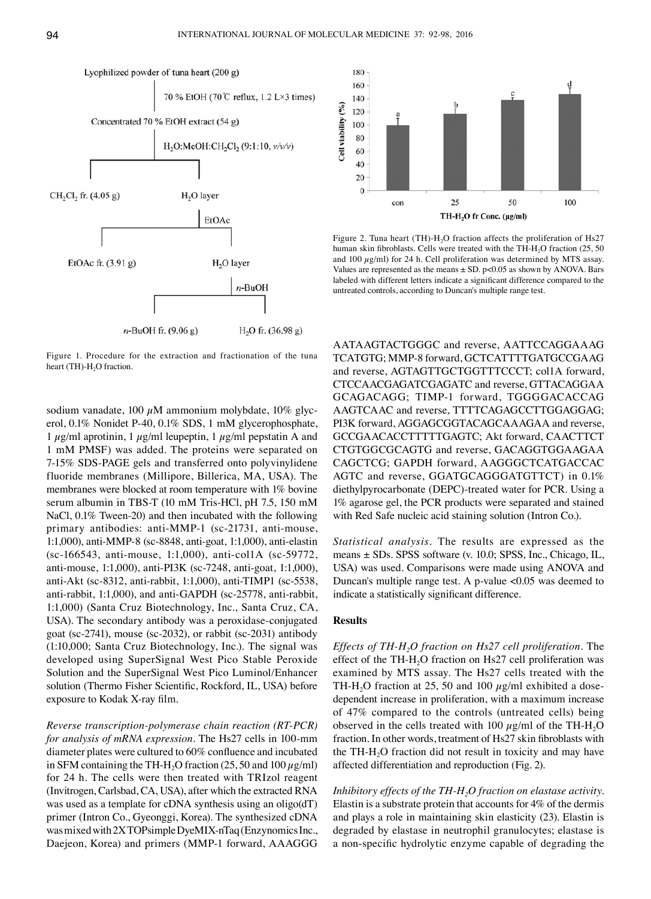Figure 1. Procedure for the extraction and fractionation of the tuna heart (TH)-$H_2O$ fraction.

Figure 2. Tuna heart (TH)-$H_2O$ fraction affects the proliferation of Hs27 human skin fibroblasts. Cells were treated with the TH-$H_2O$ fraction (25, 50 and 100 $\mu$g/ml) for 24 h. Cell proliferation was determined by MTS assay. Values are represented as the means ± SD. $p<0.05$ as shown by ANOVA. Bars labeled with different letters indicate a significant difference compared to the untreated controls, according to Duncan's multiple range test.

sodium vanadate, 100 $\mu$M ammonium molybdate, 10% glycerol, 0.1% Nonidet P-40, 0.1% SDS, 1 mM glycerophosphate, 1 $\mu$g/ml aprotinin, 1 $\mu$g/ml leupeptin, 1 $\mu$g/ml pepstatin A and 1 mM PMSF) was added. The proteins were separated on 7-15% SDS-PAGE gels and transferred onto polyvinylidene fluoride membranes (Millipore, Billerica, MA, USA). The membranes were blocked at room temperature with 1% bovine serum albumin in TBS-T (10 mM Tris-HCl, pH 7.5, 150 mM NaCl, 0.1% Tween-20) and then incubated with the following primary antibodies: anti-MMP-1 (sc-21731, anti-mouse, 1:1,000), anti-MMP-8 (sc-8848, anti-goat, 1:1,000), anti-elastin (sc-166543, anti-mouse, 1:1,000), anti-col1A (sc-59772, anti-mouse, 1:1,000), anti-PI3K (sc-7248, anti-goat, 1:1,000), anti-Akt (sc-8312, anti-rabbit, 1:1,000), anti-TIMP1 (sc-5538, anti-rabbit, 1:1,000), and anti-GAPDH (sc-25778, anti-rabbit, 1:1,000) (Santa Cruz Biotechnology, Inc., Santa Cruz, CA, USA). The secondary antibody was a peroxidase-conjugated goat (sc-2741), mouse (sc-2032), or rabbit (sc-2031) antibody (1:10,000; Santa Cruz Biotechnology, Inc.). The signal was developed using SuperSignal West Pico Stable Peroxide Solution and the SuperSignal West Pico Luminol/Enhancer solution (Thermo Fisher Scientific, Rockford, IL, USA) before exposure to Kodak X-ray film.

*Reverse transcription-polymerase chain reaction (RT-PCR) for analysis of mRNA expression.* The Hs27 cells in 100-mm diameter plates were cultured to 60% confluence and incubated in SFM containing the TH-$H_2O$ fraction (25, 50 and 100 $\mu$g/ml) for 24 h. The cells were then treated with TRIzol reagent (Invitrogen, Carlsbad, CA, USA), after which the extracted RNA was used as a template for cDNA synthesis using an oligo(dT) primer (Intron Co., Gyeonggi, Korea). The synthesized cDNA was mixed with 2X TOPsimple DyeMIX-nTaq (Enzynomics Inc., Daejeon, Korea) and primers (MMP-1 forward, AAAGGGAATAAGTACTGGGC and reverse, AATTCCAGGAAAGTCATGTG; MMP-8 forward, GCTCATTTTGATGCCGAAG and reverse, AGTAGTTGCTGGTTTCCCT; col1A forward, CTCCAACGAGATCGAGATC and reverse, GTTACAGGAAGCAGACAGG; TIMP-1 forward, TGGGGACACCAGAAGTCAAC and reverse, TTTTCAGAGCCTTGGAGGAG; PI3K forward, AGGAGCGGTACAGCAAAGAA and reverse, GCCGAACACCTTTTTGAGTC; Akt forward, CAACTTCTCTGTGGCGCAGTG and reverse, GACAGGTGGAAGAACAGCTCG; GAPDH forward, AAGGGCTCATGACCACAGTC and reverse, GGATGCAGGGATGTTCT) in 0.1% diethylpyrocarbonate (DEPC)-treated water for PCR. Using a 1% agarose gel, the PCR products were separated and stained with Red Safe nucleic acid staining solution (Intron Co.).

*Statistical analysis.* The results are expressed as the means ± SDs. SPSS software (v. 10.0; SPSS, Inc., Chicago, IL, USA) was used. Comparisons were made using ANOVA and Duncan's multiple range test. A p-value <0.05 was deemed to indicate a statistically significant difference.

## Results

*Effects of TH-$H_2O$ fraction on Hs27 cell proliferation.* The effect of the TH-$H_2O$ fraction on Hs27 cell proliferation was examined by MTS assay. The Hs27 cells treated with the TH-$H_2O$ fraction at 25, 50 and 100 $\mu$g/ml exhibited a dose-dependent increase in proliferation, with a maximum increase of 47% compared to the controls (untreated cells) being observed in the cells treated with 100 $\mu$g/ml of the TH-$H_2O$ fraction. In other words, treatment of Hs27 skin fibroblasts with the TH-$H_2O$ fraction did not result in toxicity and may have affected differentiation and reproduction (Fig. 2).

*Inhibitory effects of the TH-$H_2O$ fraction on elastase activity.* Elastin is a substrate protein that accounts for 4% of the dermis and plays a role in maintaining skin elasticity (23). Elastin is degraded by elastase in neutrophil granulocytes; elastase is a non-specific hydrolytic enzyme capable of degrading the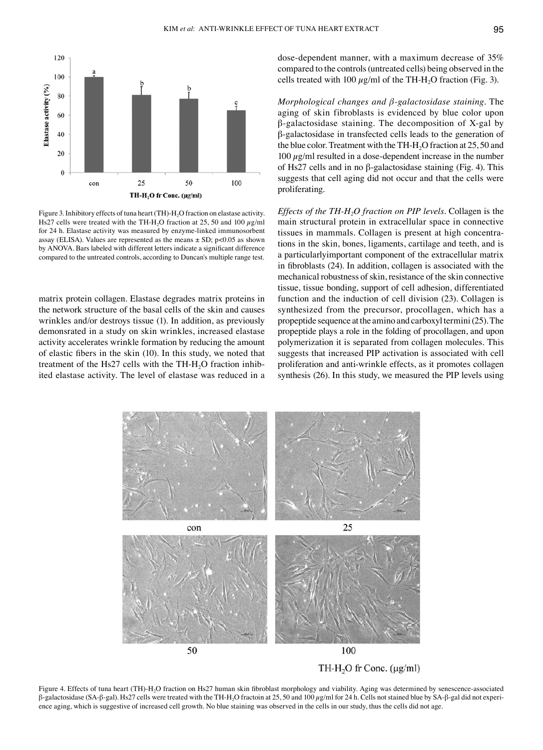Figure 3. Inhibitory effects of tuna heart (TH)-$H_2O$ fraction on elastase activity. Hs27 cells were treated with the TH-$H_2O$ fraction at 25, 50 and 100 $\mu$g/ml for 24 h. Elastase activity was measured by enzyme-linked immunosorbent assay (ELISA). Values are represented as the means ± SD; $p<0.05$ as shown by ANOVA. Bars labeled with different letters indicate a significant difference compared to the untreated controls, according to Duncan's multiple range test.

matrix protein collagen. Elastase degrades matrix proteins in the network structure of the basal cells of the skin and causes wrinkles and/or destroys tissue (1). In addition, as previously demonsrated in a study on skin wrinkles, increased elastase activity accelerates wrinkle formation by reducing the amount of elastic fibers in the skin (10). In this study, we noted that treatment of the Hs27 cells with the TH-$H_2O$ fraction inhibited elastase activity. The level of elastase was reduced in a dose-dependent manner, with a maximum decrease of 35% compared to the controls (untreated cells) being observed in the cells treated with 100 $\mu$g/ml of the TH-$H_2O$ fraction (Fig. 3).

*Morphological changes and β-galactosidase staining.* The aging of skin fibroblasts is evidenced by blue color upon β-galactosidase staining. The decomposition of X-gal by β-galactosidase in transfected cells leads to the generation of the blue color. Treatment with the TH-$H_2O$ fraction at 25, 50 and 100 $\mu$g/ml resulted in a dose-dependent increase in the number of Hs27 cells and in no β-galactosidase staining (Fig. 4). This suggests that cell aging did not occur and that the cells were proliferating.

*Effects of the TH-$H_2O$ fraction on PIP levels.* Collagen is the main structural protein in extracellular space in connective tissues in mammals. Collagen is present at high concentrations in the skin, bones, ligaments, cartilage and teeth, and is a particularlyimportant component of the extracellular matrix in fibroblasts (24). In addition, collagen is associated with the mechanical robustness of skin, resistance of the skin connective tissue, tissue bonding, support of cell adhesion, differentiated function and the induction of cell division (23). Collagen is synthesized from the precursor, procollagen, which has a propeptide sequence at the amino and carboxyl termini (25). The propeptide plays a role in the folding of procollagen, and upon polymerization it is separated from collagen molecules. This suggests that increased PIP activation is associated with cell proliferation and anti-wrinkle effects, as it promotes collagen synthesis (26). In this study, we measured the PIP levels using

Figure 4. Effects of tuna heart (TH)-$H_2O$ fraction on Hs27 human skin fibroblast morphology and viability. Aging was determined by senescence-associated β-galactosidase (SA-β-gal). Hs27 cells were treated with the TH-$H_2O$ fractoin at 25, 50 and 100 $\mu$g/ml for 24 h. Cells not stained blue by SA-β-gal did not experience aging, which is suggestive of increased cell growth. No blue staining was observed in the cells in our study, thus the cells did not age.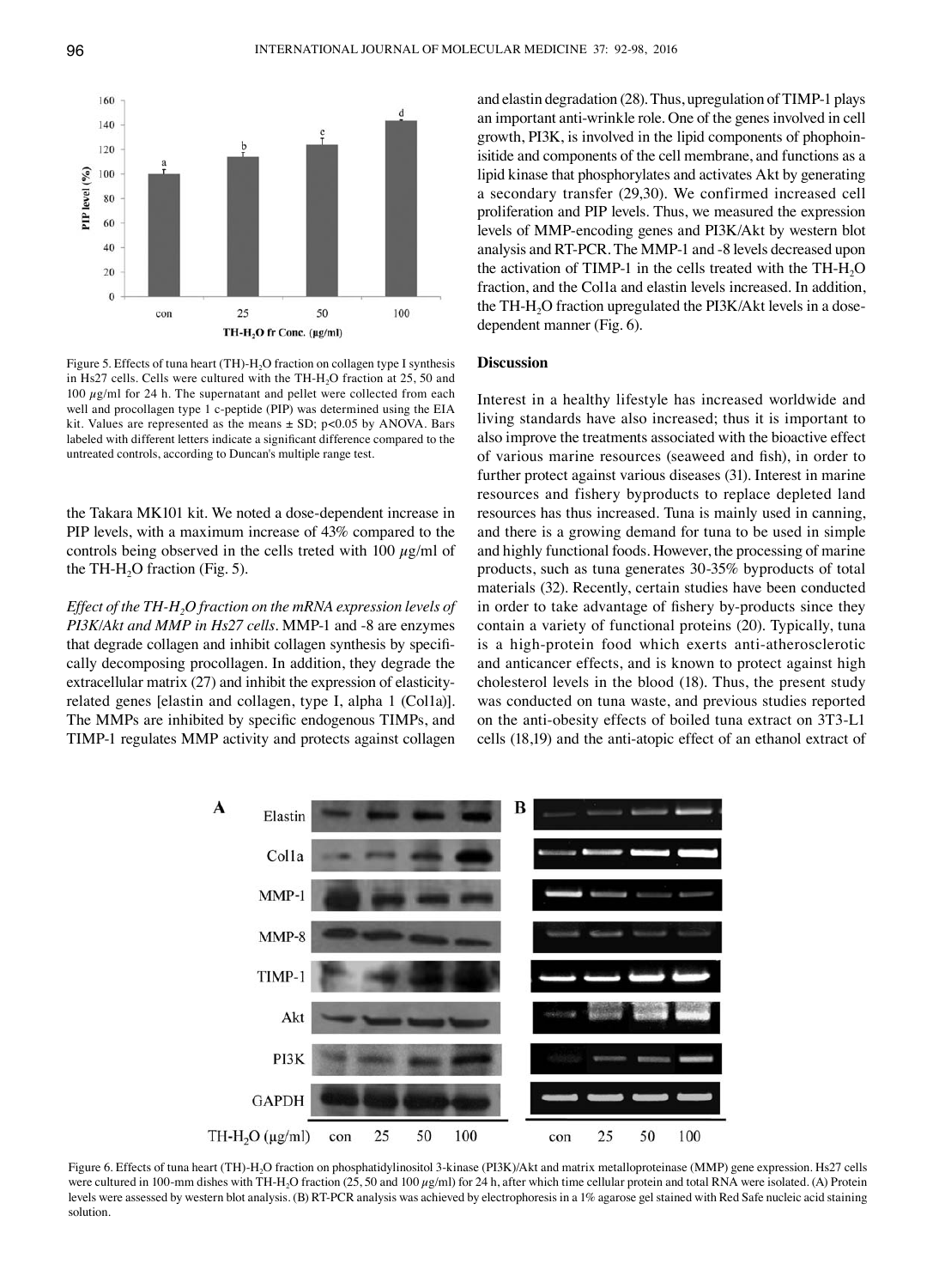Figure 5. Effects of tuna heart (TH)-$H_2O$ fraction on collagen type I synthesis in Hs27 cells. Cells were cultured with the TH-$H_2O$ fraction at 25, 50 and 100 $\mu$g/ml for 24 h. The supernatant and pellet were collected from each well and procollagen type 1 c-peptide (PIP) was determined using the EIA kit. Values are represented as the means ± SD; $p<0.05$ by ANOVA. Bars labeled with different letters indicate a significant difference compared to the untreated controls, according to Duncan's multiple range test.

the Takara MK101 kit. We noted a dose-dependent increase in PIP levels, with a maximum increase of 43% compared to the controls being observed in the cells treted with 100 $\mu$g/ml of the TH-$H_2O$ fraction (Fig. 5).

*Effect of the TH-$H_2O$ fraction on the mRNA expression levels of PI3K/Akt and MMP in Hs27 cells.* MMP-1 and -8 are enzymes that degrade collagen and inhibit collagen synthesis by specifically decomposing procollagen. In addition, they degrade the extracellular matrix (27) and inhibit the expression of elasticity-related genes [elastin and collagen, type I, alpha 1 (Col1a)]. The MMPs are inhibited by specific endogenous TIMPs, and TIMP-1 regulates MMP activity and protects against collagen and elastin degradation (28). Thus, upregulation of TIMP-1 plays an important anti-wrinkle role. One of the genes involved in cell growth, PI3K, is involved in the lipid components of phophoinisitide and components of the cell membrane, and functions as a lipid kinase that phosphorylates and activates Akt by generating a secondary transfer (29,30). We confirmed increased cell proliferation and PIP levels. Thus, we measured the expression levels of MMP-encoding genes and PI3K/Akt by western blot analysis and RT-PCR. The MMP-1 and -8 levels decreased upon the activation of TIMP-1 in the cells treated with the TH-$H_2O$ fraction, and the Col1a and elastin levels increased. In addition, the TH-$H_2O$ fraction upregulated the PI3K/Akt levels in a dose-dependent manner (Fig. 6).

## Discussion

Interest in a healthy lifestyle has increased worldwide and living standards have also increased; thus it is important to also improve the treatments associated with the bioactive effect of various marine resources (seaweed and fish), in order to further protect against various diseases (31). Interest in marine resources and fishery byproducts to replace depleted land resources has thus increased. Tuna is mainly used in canning, and there is a growing demand for tuna to be used in simple and highly functional foods. However, the processing of marine products, such as tuna generates 30-35% byproducts of total materials (32). Recently, certain studies have been conducted in order to take advantage of fishery by-products since they contain a variety of functional proteins (20). Typically, tuna is a high-protein food which exerts anti-atherosclerotic and anticancer effects, and is known to protect against high cholesterol levels in the blood (18). Thus, the present study was conducted on tuna waste, and previous studies reported on the anti-obesity effects of boiled tuna extract on 3T3-L1 cells (18,19) and the anti-atopic effect of an ethanol extract of

Figure 6. Effects of tuna heart (TH)-$H_2O$ fraction on phosphatidylinositol 3-kinase (PI3K)/Akt and matrix metalloproteinase (MMP) gene expression. Hs27 cells were cultured in 100-mm dishes with TH-$H_2O$ fraction (25, 50 and 100 $\mu$g/ml) for 24 h, after which time cellular protein and total RNA were isolated. (A) Protein levels were assessed by western blot analysis. (B) RT-PCR analysis was achieved by electrophoresis in a 1% agarose gel stained with Red Safe nucleic acid staining solution.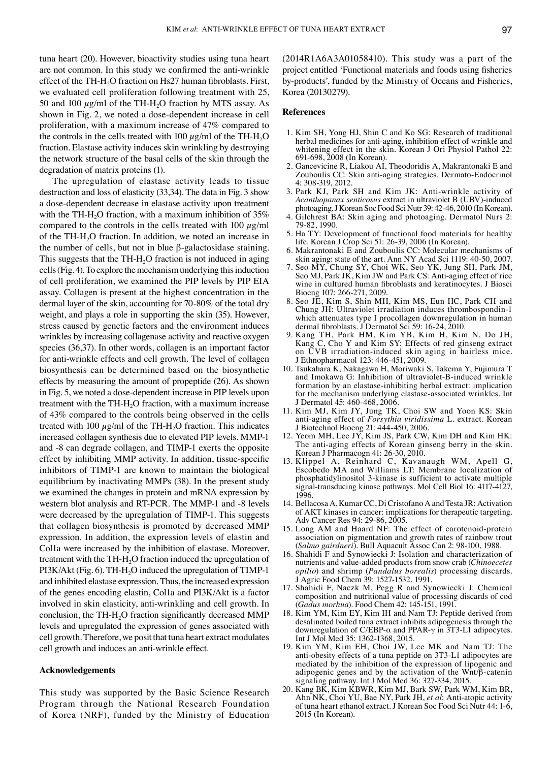tuna heart (20). However, bioactivity studies using tuna heart are not common. In this study we confirmed the anti-wrinkle effect of the TH-$H_2O$ fraction on Hs27 human fibroblasts. First, we evaluated cell proliferation following treatment with 25, 50 and 100 $\mu$g/ml of the TH-$H_2O$ fraction by MTS assay. As shown in Fig. 2, we noted a dose-dependent increase in cell proliferation, with a maximum increase of 47% compared to the controls in the cells treated with 100 $\mu$g/ml of the TH-$H_2O$ fraction. Elastase activity induces skin wrinkling by destroying the network structure of the basal cells of the skin through the degradation of matrix proteins (1).

The upregulation of elastase activity leads to tissue destruction and loss of elasticity (33,34). The data in Fig. 3 show a dose-dependent decrease in elastase activity upon treatment with the TH-$H_2O$ fraction, with a maximum inhibition of 35% compared to the controls in the cells treated with 100 $\mu$g/ml of the TH-$H_2O$ fraction. In addition, we noted an increase in the number of cells, but not in blue β-galactosidase staining. This suggests that the TH-$H_2O$ fraction is not induced in aging cells (Fig. 4). To explore the mechanism underlying this induction of cell proliferation, we examined the PIP levels by PIP EIA assay. Collagen is present at the highest concentration in the dermal layer of the skin, accounting for 70-80% of the total dry weight, and plays a role in supporting the skin (35). However, stress caused by genetic factors and the environment induces wrinkles by increasing collagenase activity and reactive oxygen species (36,37). In other words, collagen is an important factor for anti-wrinkle effects and cell growth. The level of collagen biosynthesis can be determined based on the biosynthetic effects by measuring the amount of propeptide (26). As shown in Fig. 5, we noted a dose-dependent increase in PIP levels upon treatment with the TH-$H_2O$ fraction, with a maximum increase of 43% compared to the controls being observed in the cells treated with 100 $\mu$g/ml of the TH-$H_2O$ fraction. This indicates increased collagen synthesis due to elevated PIP levels. MMP-1 and -8 can degrade collagen, and TIMP-1 exerts the opposite effect by inhibiting MMP activity. In addition, tissue-specific inhibitors of TIMP-1 are known to maintain the biological equilibrium by inactivating MMPs (38). In the present study we examined the changes in protein and mRNA expression by western blot analysis and RT-PCR. The MMP-1 and -8 levels were decreased by the upregulation of TIMP-1. This suggests that collagen biosynthesis is promoted by decreased MMP expression. In addition, the expression levels of elastin and Col1a were increased by the inhibition of elastase. Moreover, treatment with the TH-$H_2O$ fraction induced the upregulation of PI3K/Akt (Fig. 6). TH-$H_2O$ induced the upregulation of TIMP-1 and inhibited elastase expression. Thus, the increased expression of the genes encoding elastin, Col1a and PI3K/Akt is a factor involved in skin elasticity, anti-wrinkling and cell growth. In conclusion, the TH-$H_2O$ fraction significantly decreased MMP levels and upregulated the expression of genes associated with cell growth. Therefore, we posit that tuna heart extract modulates cell growth and induces an anti-wrinkle effect.

## Acknowledgements

This study was supported by the Basic Science Research Program through the National Research Foundation of Korea (NRF), funded by the Ministry of Education (2014R1A6A3A01058410). This study was a part of the project entitled 'Functional materials and foods using fisheries by-products', funded by the Ministry of Oceans and Fisheries, Korea (20130279).

## References

1. Kim SH, Yong HJ, Shin C and Ko SG: Research of traditional herbal medicines for anti-aging, inhibition effect of wrinkle and whitening effect in the skin. Korean J Ori Physiol Pathol 22: 691-698, 2008 (In Korean).
2. Gancevicine R, Liakou AI, Theodoridis A, Makrantonaki E and Zouboulis CC: Skin anti-aging strategies. Dermato-Endocrinol 4: 308-319, 2012.
3. Park KJ, Park SH and Kim JK: Anti-wrinkle activity of *Acanthopanax senticosus* extract in ultraviolet B (UBV)-induced photoaging. J Korean Soc Food Sci Nutr 39: 42-46, 2010 (In Korean).
4. Gilchrest BA: Skin aging and photoaging. Dermatol Nurs 2: 79-82, 1990.
5. Ha TY: Development of functional food materials for healthy life. Korean J Crop Sci 51: 26-39, 2006 (In Korean).
6. Makrantonaki E and Zouboulis CC: Molecular mechanisms of skin aging: state of the art. Ann NY Acad Sci 1119: 40-50, 2007.
7. Seo MY, Chung SY, Choi WK, Seo YK, Jung SH, Park JM, Seo MJ, Park JK, Kim JW and Park CS: Anti-aging effect of rice wine in cultured human fibroblasts and keratinocytes. J Biosci Bioeng 107: 266-271, 2009.
8. Seo JE, Kim S, Shin MH, Kim MS, Eun HC, Park CH and Chung JH: Ultraviolet irradiation induces thrombospondin-1 which attenuates type I procollagen downregulation in human dermal fibroblasts. J Dermatol Sci 59: 16-24, 2010.
9. Kang TH, Park HM, Kim YB, Kim H, Kim N, Do JH, Kang C, Cho Y and Kim SY: Effects of red ginseng extract on UVB irradiation-induced skin aging in hairless mice. J Ethnopharmacol 123: 446-451, 2009.
10. Tsukahara K, Nakagawa H, Moriwaki S, Takema Y, Fujimura T and Imokawa G: Inhibition of ultraviolet-B-induced wrinkle formation by an elastase-inhibiting herbal extract: implication for the mechanism underlying elastase-associated wrinkles. Int J Dermatol 45: 460-468, 2006.
11. Kim MJ, Kim JY, Jung TK, Choi SW and Yoon KS: Skin anti-aging effect of *Forsythia viridissima* L. extract. Korean J Biotechnol Bioeng 21: 444-450, 2006.
12. Yeom MH, Lee JY, Kim JS, Park CW, Kim DH and Kim HK: The anti-aging effects of Korean ginseng berry in the skin. Korean J Pharmacogn 41: 26-30, 2010.
13. Klippel A, Reinhard C, Kavanaugh WM, Apell G, Escobedo MA and Williams LT: Membrane localization of phosphatidylinositol 3-kinase is sufficient to activate multiple signal-transducing kinase pathways. Mol Cell Biol 16: 4117-4127, 1996.
14. Bellacosa A, Kumar CC, Di Cristofano A and Testa JR: Activation of AKT kinases in cancer: implications for therapeutic targeting. Adv Cancer Res 94: 29-86, 2005.
15. Long AM and Haard NF: The effect of carotenoid-protein association on pigmentation and growth rates of rainbow trout (*Salmo gairdneri*). Bull Aquacult Assoc Can 2: 98-100, 1988.
16. Shahidi F and Synowiecki J: Isolation and characterization of nutrients and value-added products from snow crab (*Chinoecetes opilio*) and shrimp (*Pandalus borealis*) processing discards. J Agric Food Chem 39: 1527-1532, 1991.
17. Shahidi F, Naczk M, Pegg R and Synowiecki J: Chemical composition and nutritional value of processing discards of cod (*Gadus morhua*). Food Chem 42: 145-151, 1991.
18. Kim YM, Kim EY, Kim IH and Nam TJ: Peptide derived from desalinated boiled tuna extract inhibits adipogenesis through the downregulation of C/EBP-α and PPAR-γ in 3T3-L1 adipocytes. Int J Mol Med 35: 1362-1368, 2015.
19. Kim YM, Kim EH, Choi JW, Lee MK and Nam TJ: The anti-obesity effects of a tuna peptide on 3T3-L1 adipocytes are mediated by the inhibition of the expression of lipogenic and adipogenic genes and by the activation of the Wnt/β-catenin signaling pathway. Int J Mol Med 36: 327-334, 2015.
20. Kang BK, Kim KBWR, Kim MJ, Bark SW, Park WM, Kim BR, Ahn NK, Choi YU, Bae NY, Park JH, *et al*: Anti-atopic activity of tuna heart ethanol extract. J Korean Soc Food Sci Nutr 44: 1-6, 2015 (In Korean).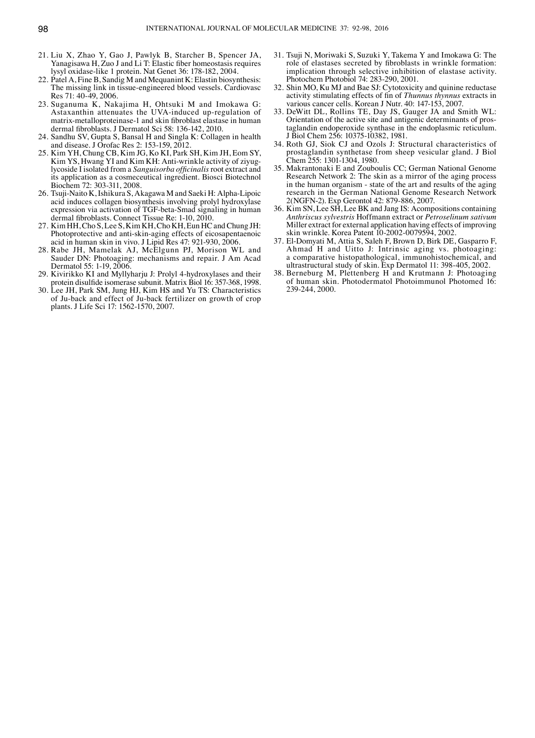21. Liu X, Zhao Y, Gao J, Pawlyk B, Starcher B, Spencer JA, Yanagisawa H, Zuo J and Li T: Elastic fiber homeostasis requires lysyl oxidase-like 1 protein. Nat Genet 36: 178-182, 2004.
22. Patel A, Fine B, Sandig M and Mequanint K: Elastin biosynthesis: The missing link in tissue-engineered blood vessels. Cardiovasc Res 71: 40-49, 2006.
23. Suganuma K, Nakajima H, Ohtsuki M and Imokawa G: Astaxanthin attenuates the UVA-induced up-regulation of matrix-metalloproteinase-1 and skin fibroblast elastase in human dermal fibroblasts. J Dermatol Sci 58: 136-142, 2010.
24. Sandhu SV, Gupta S, Bansal H and Singla K: Collagen in health and disease. J Orofac Res 2: 153-159, 2012.
25. Kim YH, Chung CB, Kim JG, Ko KI, Park SH, Kim JH, Eom SY, Kim YS, Hwang YI and Kim KH: Anti-wrinkle activity of ziyuglycoside I isolated from a *Sanguisorba officinalis* root extract and its application as a cosmeceutical ingredient. Biosci Biotechnol Biochem 72: 303-311, 2008.
26. Tsuji-Naito K, Ishikura S, Akagawa M and Saeki H: Alpha-Lipoic acid induces collagen biosynthesis involving prolyl hydroxylase expression via activation of TGF-beta-Smad signaling in human dermal fibroblasts. Connect Tissue Re: 1-10, 2010.
27. Kim HH, Cho S, Lee S, Kim KH, Cho KH, Eun HC and Chung JH: Photoprotective and anti-skin-aging effects of eicosapentaenoic acid in human skin in vivo. J Lipid Res 47: 921-930, 2006.
28. Rabe JH, Mamelak AJ, McElgunn PJ, Morison WL and Sauder DN: Photoaging: mechanisms and repair. J Am Acad Dermatol 55: 1-19, 2006.
29. Kivirikko KI and Myllyharju J: Prolyl 4-hydroxylases and their protein disulfide isomerase subunit. Matrix Biol 16: 357-368, 1998.
30. Lee JH, Park SM, Jung HJ, Kim HS and Yu TS: Characteristics of Ju-back and effect of Ju-back fertilizer on growth of crop plants. J Life Sci 17: 1562-1570, 2007.
31. Tsuji N, Moriwaki S, Suzuki Y, Takema Y and Imokawa G: The role of elastases secreted by fibroblasts in wrinkle formation: implication through selective inhibition of elastase activity. Photochem Photobiol 74: 283-290, 2001.
32. Shin MO, Ku MJ and Bae SJ: Cytotoxicity and quinine reductase activity stimulating effects of fin of *Thunnus thynnus* extracts in various cancer cells. Korean J Nutr. 40: 147-153, 2007.
33. DeWitt DL, Rollins TE, Day JS, Gauger JA and Smith WL: Orientation of the active site and antigenic determinants of prostaglandin endoperoxide synthase in the endoplasmic reticulum. J Biol Chem 256: 10375-10382, 1981.
34. Roth GJ, Siok CJ and Ozols J: Structural characteristics of prostaglandin synthetase from sheep vesicular gland. J Biol Chem 255: 1301-1304, 1980.
35. Makrantonaki E and Zouboulis CC; German National Genome Research Network 2: The skin as a mirror of the aging process in the human organism - state of the art and results of the aging research in the German National Genome Research Network 2(NGFN-2). Exp Gerontol 42: 879-886, 2007.
36. Kim SN, Lee SH, Lee BK and Jang IS: Acompositions containing *Anthriscus sylvestris* Hoffmann extract or *Petroselinum sativum* Miller extract for external application having effects of improving skin wrinkle. Korea Patent 10-2002-0079594, 2002.
37. El-Domyati M, Attia S, Saleh F, Brown D, Birk DE, Gasparro F, Ahmad H and Uitto J: Intrinsic aging vs. photoaging: a comparative histopathological, immunohistochemical, and ultrastructural study of skin. Exp Dermatol 11: 398-405, 2002.
38. Berneburg M, Plettenberg H and Krutmann J: Photoaging of human skin. Photodermatol Photoimmunol Photomed 16: 239-244, 2000.